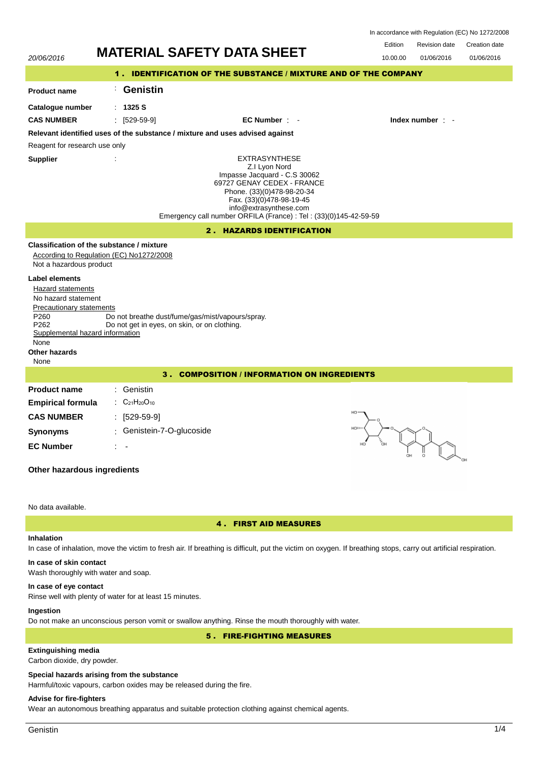In accordance with Regulation (EC) No 1272/2008

20/06/2016

# MATERIAL SAFETY DATA SHEET

| Edition | Revision date | Creation date |
| --- | --- | --- |
| 10.00.00 | 01/06/2016 | 01/06/2016 |

## 1. IDENTIFICATION OF THE SUBSTANCE / MIXTURE AND OF THE COMPANY

**Product name** : **Genistin**

**Catalogue number** : **1325 S**

**CAS NUMBER** : [529-59-9] **EC Number** : - **Index number** : -

**Relevant identified uses of the substance / mixture and uses advised against**

Reagent for research use only

**Supplier** :

EXTRASYNTHESE
Z.I Lyon Nord
Impasse Jacquard - C.S 30062
69727 GENAY CEDEX - FRANCE
Phone. (33)(0)478-98-20-34
Fax. (33)(0)478-98-19-45
info@extrasynthese.com
Emergency call number ORFILA (France) : Tel : (33)(0)145-42-59-59

## 2. HAZARDS IDENTIFICATION

**Classification of the substance / mixture**

According to Regulation (EC) No1272/2008

Not a hazardous product

**Label elements**

Hazard statements

No hazard statement

Precautionary statements

P260 Do not breathe dust/fume/gas/mist/vapours/spray.
P262 Do not get in eyes, on skin, or on clothing.

Supplemental hazard information

None

**Other hazards**

None

## 3. COMPOSITION / INFORMATION ON INGREDIENTS

**Product name** : Genistin

**Empirical formula** : $C_{21}H_{20}O_{10}$

**CAS NUMBER** : [529-59-9]

**Synonyms** : Genistein-7-O-glucoside

**EC Number** : -

**Other hazardous ingredients**

No data available.

## 4. FIRST AID MEASURES

**Inhalation**

In case of inhalation, move the victim to fresh air. If breathing is difficult, put the victim on oxygen. If breathing stops, carry out artificial respiration.

**In case of skin contact**

Wash thoroughly with water and soap.

**In case of eye contact**

Rinse well with plenty of water for at least 15 minutes.

**Ingestion**

Do not make an unconscious person vomit or swallow anything. Rinse the mouth thoroughly with water.

## 5. FIRE-FIGHTING MEASURES

**Extinguishing media**

Carbon dioxide, dry powder.

**Special hazards arising from the substance**

Harmful/toxic vapours, carbon oxides may be released during the fire.

**Advise for fire-fighters**

Wear an autonomous breathing apparatus and suitable protection clothing against chemical agents.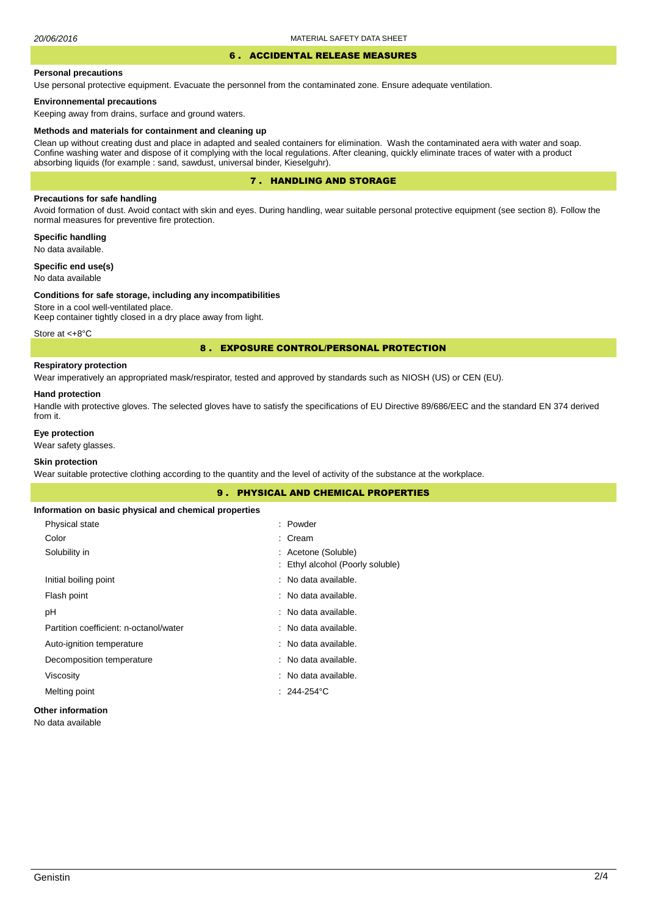## 6 . ACCIDENTAL RELEASE MEASURES

**Personal precautions**

Use personal protective equipment. Evacuate the personnel from the contaminated zone. Ensure adequate ventilation.

**Environnemental precautions**

Keeping away from drains, surface and ground waters.

**Methods and materials for containment and cleaning up**

Clean up without creating dust and place in adapted and sealed containers for elimination. Wash the contaminated aera with water and soap. Confine washing water and dispose of it complying with the local regulations. After cleaning, quickly eliminate traces of water with a product absorbing liquids (for example : sand, sawdust, universal binder, Kieselguhr).

## 7 . HANDLING AND STORAGE

**Precautions for safe handling**

Avoid formation of dust. Avoid contact with skin and eyes. During handling, wear suitable personal protective equipment (see section 8). Follow the normal measures for preventive fire protection.

**Specific handling**

No data available.

**Specific end use(s)**

No data available

**Conditions for safe storage, including any incompatibilities**

Store in a cool well-ventilated place.
Keep container tightly closed in a dry place away from light.

Store at <+8°C

## 8 . EXPOSURE CONTROL/PERSONAL PROTECTION

**Respiratory protection**

Wear imperatively an appropriated mask/respirator, tested and approved by standards such as NIOSH (US) or CEN (EU).

**Hand protection**

Handle with protective gloves. The selected gloves have to satisfy the specifications of EU Directive 89/686/EEC and the standard EN 374 derived from it.

**Eye protection**

Wear safety glasses.

**Skin protection**

Wear suitable protective clothing according to the quantity and the level of activity of the substance at the workplace.

## 9 . PHYSICAL AND CHEMICAL PROPERTIES

**Information on basic physical and chemical properties**

| | |
|---|---|
| Physical state | : Powder |
| Color | : Cream |
| Solubility in | : Acetone (Soluble) |
| | : Ethyl alcohol (Poorly soluble) |
| Initial boiling point | : No data available. |
| Flash point | : No data available. |
| pH | : No data available. |
| Partition coefficient: n-octanol/water | : No data available. |
| Auto-ignition temperature | : No data available. |
| Decomposition temperature | : No data available. |
| Viscosity | : No data available. |
| Melting point | : 244-254°C |

**Other information**

No data available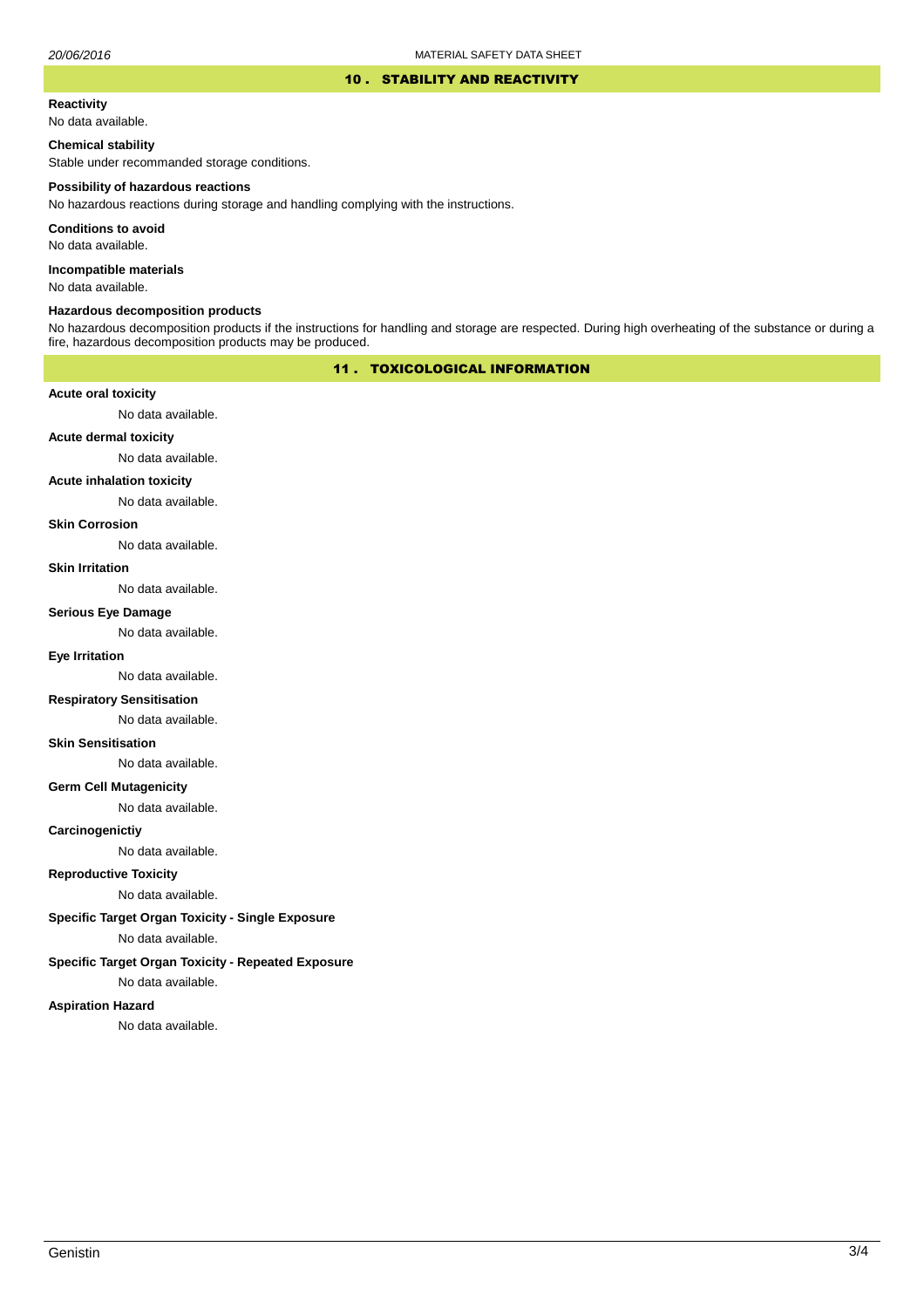## 10 . STABILITY AND REACTIVITY

**Reactivity**

No data available.

**Chemical stability**

Stable under recommanded storage conditions.

**Possibility of hazardous reactions**

No hazardous reactions during storage and handling complying with the instructions.

**Conditions to avoid**

No data available.

**Incompatible materials**

No data available.

**Hazardous decomposition products**

No hazardous decomposition products if the instructions for handling and storage are respected. During high overheating of the substance or during a fire, hazardous decomposition products may be produced.

## 11 . TOXICOLOGICAL INFORMATION

**Acute oral toxicity**

No data available.

**Acute dermal toxicity**

No data available.

**Acute inhalation toxicity**

No data available.

**Skin Corrosion**

No data available.

**Skin Irritation**

No data available.

**Serious Eye Damage**

No data available.

**Eye Irritation**

No data available.

**Respiratory Sensitisation**

No data available.

**Skin Sensitisation**

No data available.

**Germ Cell Mutagenicity**

No data available.

**Carcinogenictiy**

No data available.

**Reproductive Toxicity**

No data available.

**Specific Target Organ Toxicity - Single Exposure**

No data available.

**Specific Target Organ Toxicity - Repeated Exposure**

No data available.

**Aspiration Hazard**

No data available.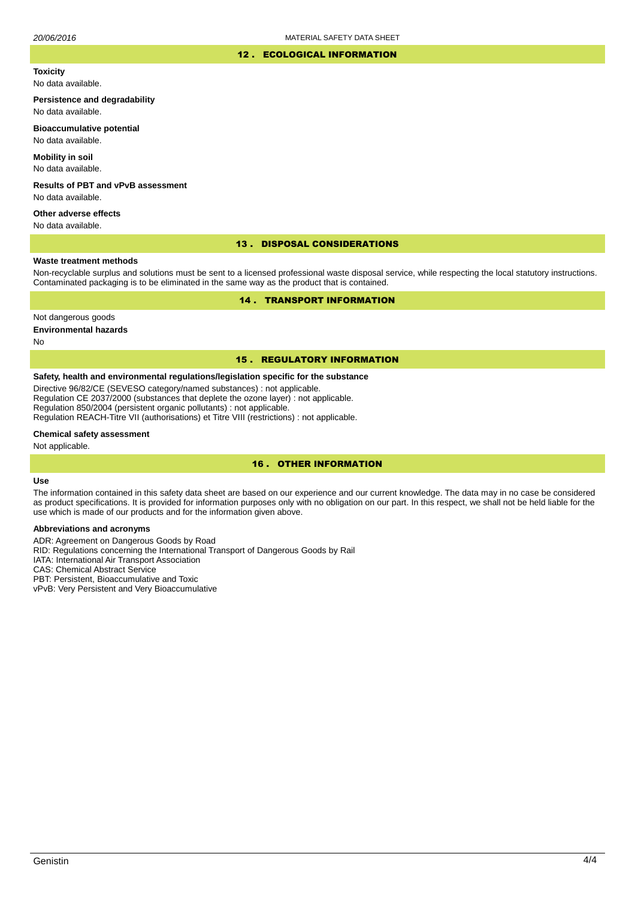## 12 . ECOLOGICAL INFORMATION

**Toxicity**

No data available.

**Persistence and degradability**

No data available.

**Bioaccumulative potential**

No data available.

**Mobility in soil**

No data available.

**Results of PBT and vPvB assessment**

No data available.

**Other adverse effects**

No data available.

## 13 . DISPOSAL CONSIDERATIONS

**Waste treatment methods**

Non-recyclable surplus and solutions must be sent to a licensed professional waste disposal service, while respecting the local statutory instructions. Contaminated packaging is to be eliminated in the same way as the product that is contained.

## 14 . TRANSPORT INFORMATION

Not dangerous goods

**Environmental hazards**

No

## 15 . REGULATORY INFORMATION

**Safety, health and environmental regulations/legislation specific for the substance**

Directive 96/82/CE (SEVESO category/named substances) : not applicable.
Regulation CE 2037/2000 (substances that deplete the ozone layer) : not applicable.
Regulation 850/2004 (persistent organic pollutants) : not applicable.
Regulation REACH-Titre VII (authorisations) et Titre VIII (restrictions) : not applicable.

**Chemical safety assessment**

Not applicable.

## 16 . OTHER INFORMATION

**Use**

The information contained in this safety data sheet are based on our experience and our current knowledge. The data may in no case be considered as product specifications. It is provided for information purposes only with no obligation on our part. In this respect, we shall not be held liable for the use which is made of our products and for the information given above.

**Abbreviations and acronyms**

ADR: Agreement on Dangerous Goods by Road
RID: Regulations concerning the International Transport of Dangerous Goods by Rail
IATA: International Air Transport Association
CAS: Chemical Abstract Service
PBT: Persistent, Bioaccumulative and Toxic
vPvB: Very Persistent and Very Bioaccumulative